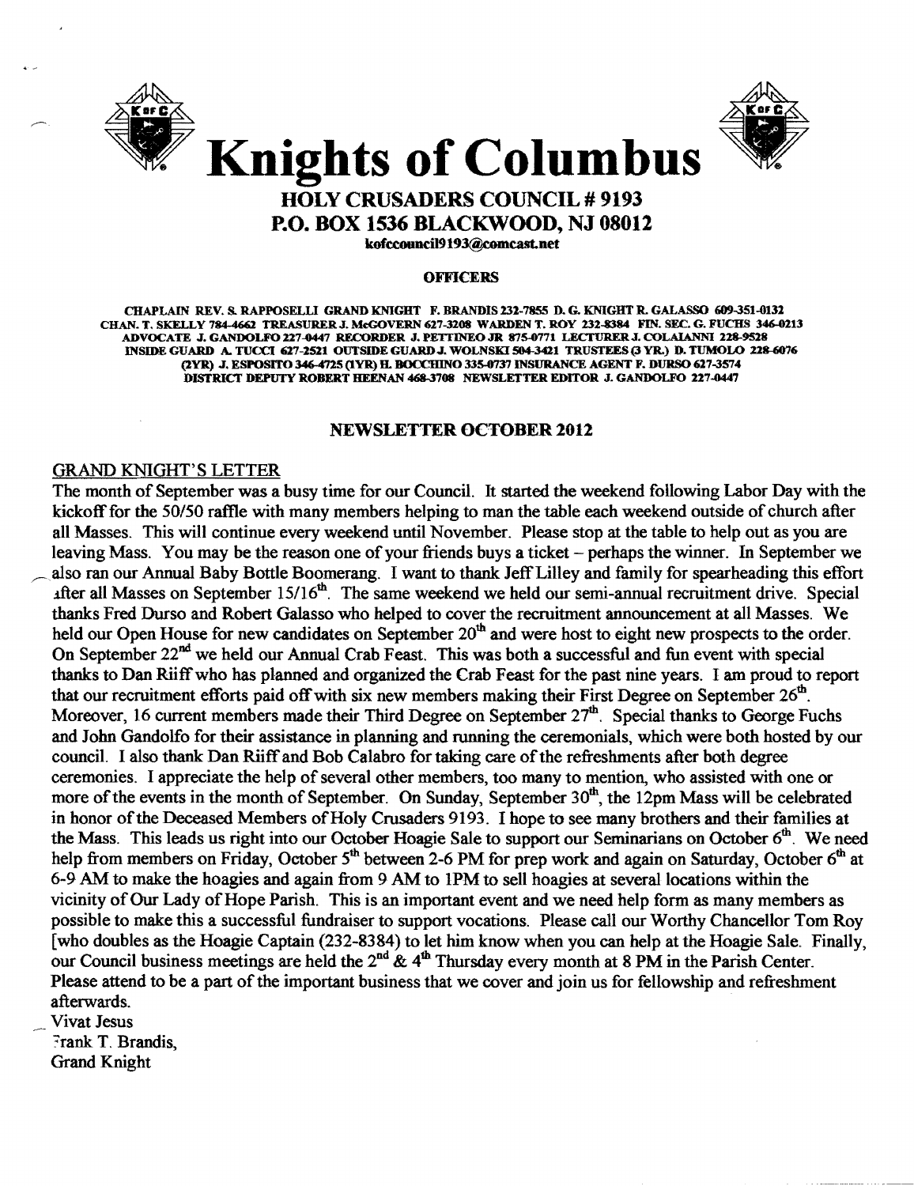# Knights of Columbus

## HOLY CRUSADERS COUNCIL # 9193

## P.O. BOX 1536 BLACKWOOD, NJ 08012

kofccouncil9193@comcast.net

**OFFICERS**

CHAPLAIN REV. S. RAPPOSELLI GRAND KNIGHT F. BRANDIS 232-7855 D. G. KNIGHT R. GALASSO 609-351-0132 CHAN. T. SKELLY 784-4662 TREASURER J. McGOVERN 627-3208 WARDEN T. ROY 232-8384 FIN. SEC. G. FUCHS 346-0213 ADVOCATE J. GANDOLFO 227-0447 RECORDER J. PETTINEO JR 875-0771 LECTURER J. COLAIANNI 228-9528 INSIDE GUARD A. TUCCI 627-2521 OUTSIDE GUARD J. WOLNSKI 504-3421 TRUSTEES (3 YR.) D. TUMOLO 228-6076 (2YR) J. ESPOSITO 346-4725 (1YR) H. BOCCHINO 335-0737 INSURANCE AGENT F. DURSO 627-3574 DISTRICT DEPUTY ROBERT HEENAN 468-3708 NEWSLETTER EDITOR J. GANDOLFO 227-0447

**NEWSLETTER OCTOBER 2012**

GRAND KNIGHT'S LETTER

The month of September was a busy time for our Council. It started the weekend following Labor Day with the kickoff for the 50/50 raffle with many members helping to man the table each weekend outside of church after all Masses. This will continue every weekend until November. Please stop at the table to help out as you are leaving Mass. You may be the reason one of your friends buys a ticket – perhaps the winner. In September we also ran our Annual Baby Bottle Boomerang. I want to thank Jeff Lilley and family for spearheading this effort after all Masses on September 15/16th. The same weekend we held our semi-annual recruitment drive. Special thanks Fred Durso and Robert Galasso who helped to cover the recruitment announcement at all Masses. We held our Open House for new candidates on September 20th and were host to eight new prospects to the order. On September 22nd we held our Annual Crab Feast. This was both a successful and fun event with special thanks to Dan Riiff who has planned and organized the Crab Feast for the past nine years. I am proud to report that our recruitment efforts paid off with six new members making their First Degree on September 26th. Moreover, 16 current members made their Third Degree on September 27th. Special thanks to George Fuchs and John Gandolfo for their assistance in planning and running the ceremonials, which were both hosted by our council. I also thank Dan Riiff and Bob Calabro for taking care of the refreshments after both degree ceremonies. I appreciate the help of several other members, too many to mention, who assisted with one or more of the events in the month of September. On Sunday, September 30th, the 12pm Mass will be celebrated in honor of the Deceased Members of Holy Crusaders 9193. I hope to see many brothers and their families at the Mass. This leads us right into our October Hoagie Sale to support our Seminarians on October 6th. We need help from members on Friday, October 5th between 2-6 PM for prep work and again on Saturday, October 6th at 6-9 AM to make the hoagies and again from 9 AM to 1PM to sell hoagies at several locations within the vicinity of Our Lady of Hope Parish. This is an important event and we need help form as many members as possible to make this a successful fundraiser to support vocations. Please call our Worthy Chancellor Tom Roy [who doubles as the Hoagie Captain (232-8384) to let him know when you can help at the Hoagie Sale. Finally, our Council business meetings are held the 2nd & 4th Thursday every month at 8 PM in the Parish Center. Please attend to be a part of the important business that we cover and join us for fellowship and refreshment afterwards.

Vivat Jesus
Frank T. Brandis,
Grand Knight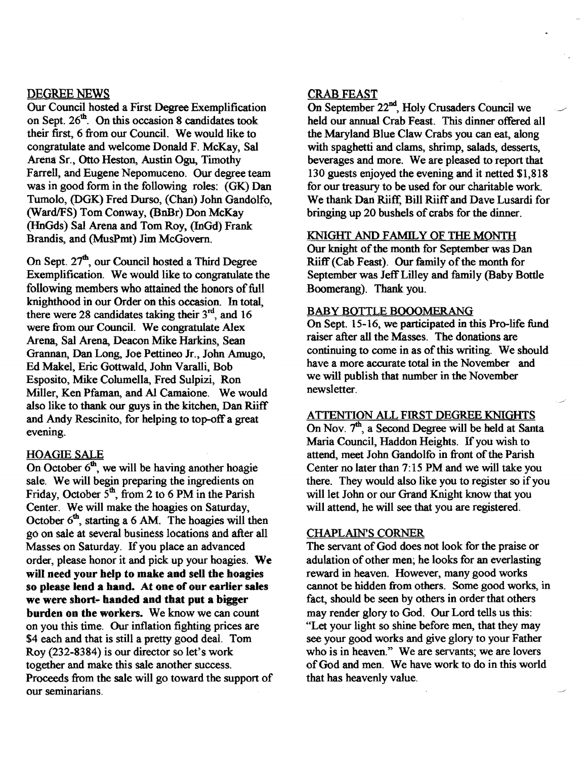## DEGREE NEWS

Our Council hosted a First Degree Exemplification on Sept. 26th. On this occasion 8 candidates took their first, 6 from our Council. We would like to congratulate and welcome Donald F. McKay, Sal Arena Sr., Otto Heston, Austin Ogu, Timothy Farrell, and Eugene Nepomuceno. Our degree team was in good form in the following roles: (GK) Dan Tumolo, (DGK) Fred Durso, (Chan) John Gandolfo, (Ward/FS) Tom Conway, (BnBr) Don McKay (HnGds) Sal Arena and Tom Roy, (InGd) Frank Brandis, and (MusPmt) Jim McGovern.

On Sept. 27th, our Council hosted a Third Degree Exemplification. We would like to congratulate the following members who attained the honors of full knighthood in our Order on this occasion. In total, there were 28 candidates taking their 3rd, and 16 were from our Council. We congratulate Alex Arena, Sal Arena, Deacon Mike Harkins, Sean Grannan, Dan Long, Joe Pettineo Jr., John Amugo, Ed Makel, Eric Gottwald, John Varalli, Bob Esposito, Mike Columella, Fred Sulpizi, Ron Miller, Ken Pfaman, and Al Camaione. We would also like to thank our guys in the kitchen, Dan Riiff and Andy Rescinito, for helping to top-off a great evening.

## HOAGIE SALE

On October 6th, we will be having another hoagie sale. We will begin preparing the ingredients on Friday, October 5th, from 2 to 6 PM in the Parish Center. We will make the hoagies on Saturday, October 6th, starting a 6 AM. The hoagies will then go on sale at several business locations and after all Masses on Saturday. If you place an advanced order, please honor it and pick up your hoagies. **We will need your help to make and sell the hoagies so please lend a hand. At one of our earlier sales we were short- handed and that put a bigger burden on the workers.** We know we can count on you this time. Our inflation fighting prices are $4 each and that is still a pretty good deal. Tom Roy (232-8384) is our director so let's work together and make this sale another success. Proceeds from the sale will go toward the support of our seminarians.

## CRAB FEAST

On September 22nd, Holy Crusaders Council we held our annual Crab Feast. This dinner offered all the Maryland Blue Claw Crabs you can eat, along with spaghetti and clams, shrimp, salads, desserts, beverages and more. We are pleased to report that 130 guests enjoyed the evening and it netted $1,818 for our treasury to be used for our charitable work. We thank Dan Riiff, Bill Riiff and Dave Lusardi for bringing up 20 bushels of crabs for the dinner.

## KNIGHT AND FAMILY OF THE MONTH

Our knight of the month for September was Dan Riiff (Cab Feast). Our family of the month for September was Jeff Lilley and family (Baby Bottle Boomerang). Thank you.

## BABY BOTTLE BOOOMERANG

On Sept. 15-16, we participated in this Pro-life fund raiser after all the Masses. The donations are continuing to come in as of this writing. We should have a more accurate total in the November and we will publish that number in the November newsletter.

## ATTENTION ALL FIRST DEGREE KNIGHTS

On Nov. 7th, a Second Degree will be held at Santa Maria Council, Haddon Heights. If you wish to attend, meet John Gandolfo in front of the Parish Center no later than 7:15 PM and we will take you there. They would also like you to register so if you will let John or our Grand Knight know that you will attend, he will see that you are registered.

## CHAPLAIN'S CORNER

The servant of God does not look for the praise or adulation of other men; he looks for an everlasting reward in heaven. However, many good works cannot be hidden from others. Some good works, in fact, should be seen by others in order that others may render glory to God. Our Lord tells us this: "Let your light so shine before men, that they may see your good works and give glory to your Father who is in heaven." We are servants; we are lovers of God and men. We have work to do in this world that has heavenly value.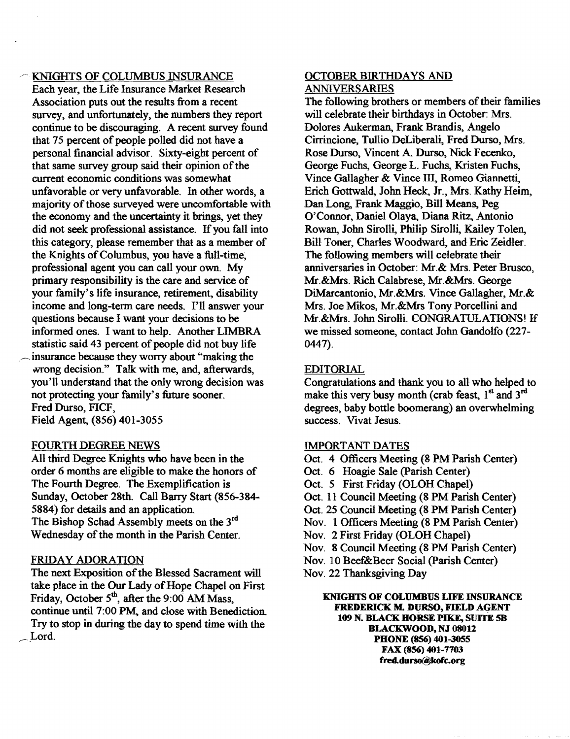## KNIGHTS OF COLUMBUS INSURANCE

Each year, the Life Insurance Market Research Association puts out the results from a recent survey, and unfortunately, the numbers they report continue to be discouraging. A recent survey found that 75 percent of people polled did not have a personal financial advisor. Sixty-eight percent of that same survey group said their opinion of the current economic conditions was somewhat unfavorable or very unfavorable. In other words, a majority of those surveyed were uncomfortable with the economy and the uncertainty it brings, yet they did not seek professional assistance. If you fall into this category, please remember that as a member of the Knights of Columbus, you have a full-time, professional agent you can call your own. My primary responsibility is the care and service of your family's life insurance, retirement, disability income and long-term care needs. I'll answer your questions because I want your decisions to be informed ones. I want to help. Another LIMBRA statistic said 43 percent of people did not buy life insurance because they worry about "making the wrong decision." Talk with me, and, afterwards, you'll understand that the only wrong decision was not protecting your family's future sooner.
Fred Durso, FICF,
Field Agent, (856) 401-3055

## FOURTH DEGREE NEWS

All third Degree Knights who have been in the order 6 months are eligible to make the honors of The Fourth Degree. The Exemplification is Sunday, October 28th. Call Barry Start (856-384-5884) for details and an application.
The Bishop Schad Assembly meets on the 3rd Wednesday of the month in the Parish Center.

## FRIDAY ADORATION

The next Exposition of the Blessed Sacrament will take place in the Our Lady of Hope Chapel on First Friday, October 5th, after the 9:00 AM Mass, continue until 7:00 PM, and close with Benediction. Try to stop in during the day to spend time with the Lord.

## OCTOBER BIRTHDAYS AND ANNIVERSARIES

The following brothers or members of their families will celebrate their birthdays in October: Mrs. Dolores Aukerman, Frank Brandis, Angelo Cirrincione, Tullio DeLiberali, Fred Durso, Mrs. Rose Durso, Vincent A. Durso, Nick Fecenko, George Fuchs, George L. Fuchs, Kristen Fuchs, Vince Gallagher & Vince III, Romeo Giannetti, Erich Gottwald, John Heck, Jr., Mrs. Kathy Heim, Dan Long, Frank Maggio, Bill Means, Peg O'Connor, Daniel Olaya, Diana Ritz, Antonio Rowan, John Sirolli, Philip Sirolli, Kailey Tolen, Bill Toner, Charles Woodward, and Eric Zeidler. The following members will celebrate their anniversaries in October: Mr.& Mrs. Peter Brusco, Mr.&Mrs. Rich Calabrese, Mr.&Mrs. George DiMarcantonio, Mr.&Mrs. Vince Gallagher, Mr.& Mrs. Joe Mikos, Mr.&Mrs Tony Porcellini and Mr.&Mrs. John Sirolli. CONGRATULATIONS! If we missed someone, contact John Gandolfo (227-0447).

## EDITORIAL

Congratulations and thank you to all who helped to make this very busy month (crab feast, 1st and 3rd degrees, baby bottle boomerang) an overwhelming success. Vivat Jesus.

## IMPORTANT DATES

Oct. 4 Officers Meeting (8 PM Parish Center)
Oct. 6 Hoagie Sale (Parish Center)
Oct. 5 First Friday (OLOH Chapel)
Oct. 11 Council Meeting (8 PM Parish Center)
Oct. 25 Council Meeting (8 PM Parish Center)
Nov. 1 Officers Meeting (8 PM Parish Center)
Nov. 2 First Friday (OLOH Chapel)
Nov. 8 Council Meeting (8 PM Parish Center)
Nov. 10 Beef&Beer Social (Parish Center)
Nov. 22 Thanksgiving Day

**KNIGHTS OF COLUMBUS LIFE INSURANCE**
**FREDERICK M. DURSO, FIELD AGENT**
**109 N. BLACK HORSE PIKE, SUITE 5B**
**BLACKWOOD, NJ 08012**
**PHONE (856) 401-3055**
**FAX (856) 401-7703**
**fred.durso@kofc.org**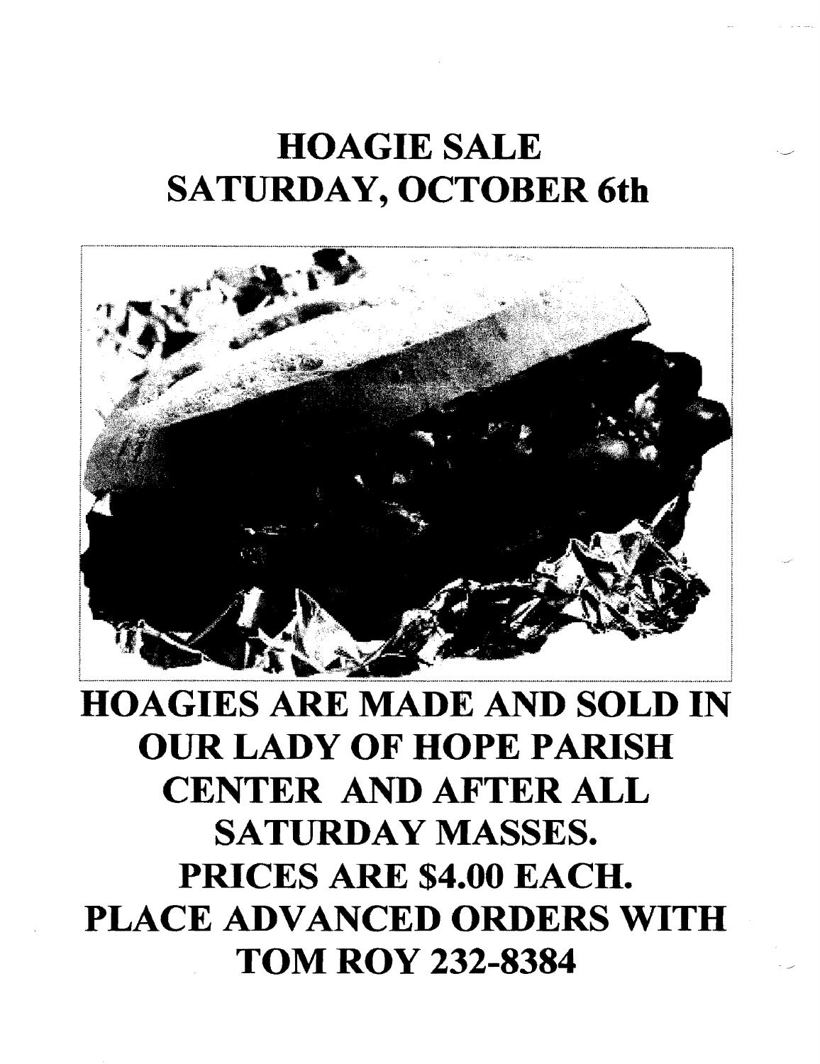# HOAGIE SALE
# SATURDAY, OCTOBER 6th

## HOAGIES ARE MADE AND SOLD IN OUR LADY OF HOPE PARISH CENTER AND AFTER ALL SATURDAY MASSES.
## PRICES ARE $4.00 EACH.
## PLACE ADVANCED ORDERS WITH TOM ROY 232-8384